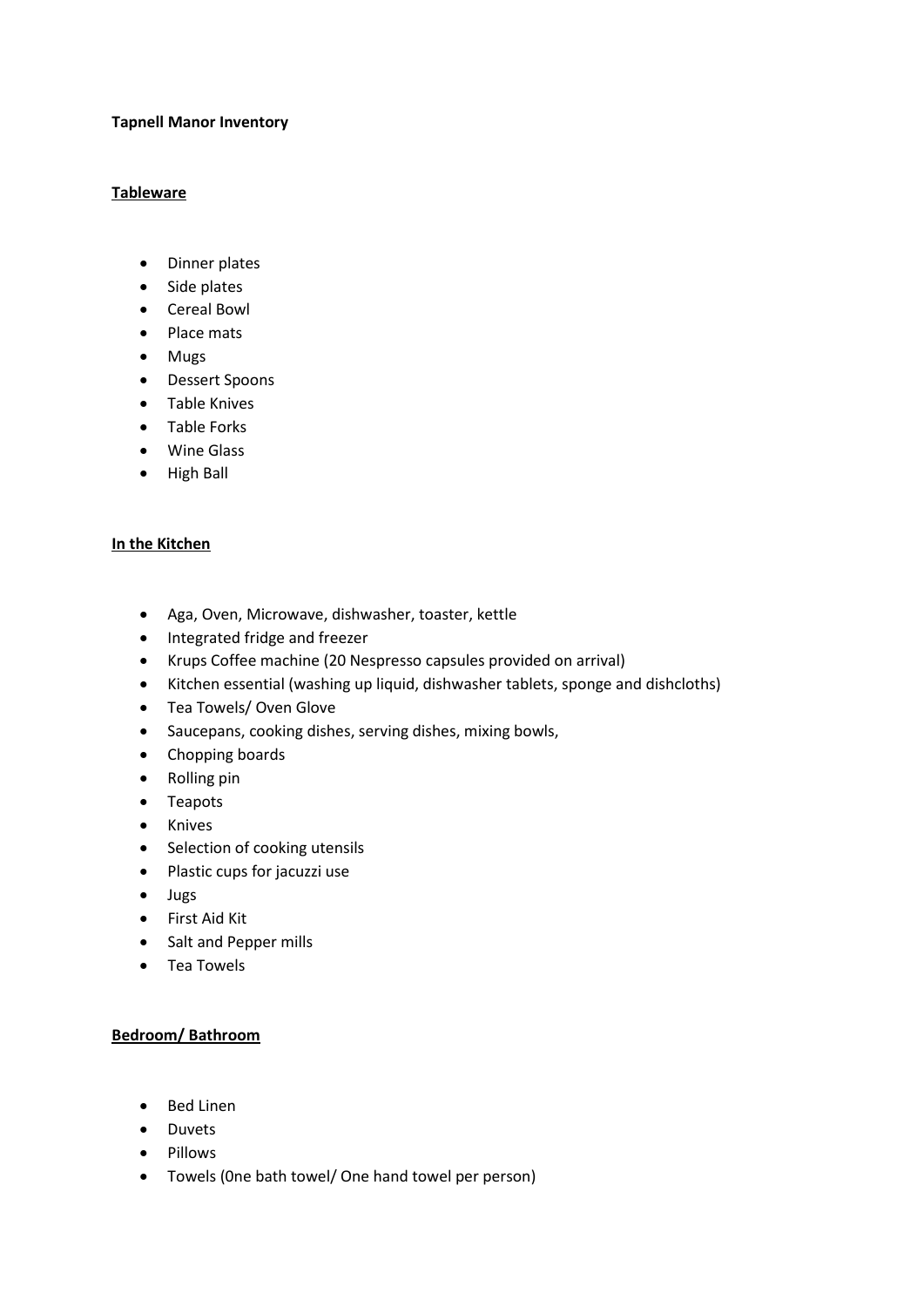**Tapnell Manor Inventory**

## Tableware

- Dinner plates
- Side plates
- Cereal Bowl
- Place mats
- Mugs
- Dessert Spoons
- Table Knives
- Table Forks
- Wine Glass
- High Ball

## In the Kitchen

- Aga, Oven, Microwave, dishwasher, toaster, kettle
- Integrated fridge and freezer
- Krups Coffee machine (20 Nespresso capsules provided on arrival)
- Kitchen essential (washing up liquid, dishwasher tablets, sponge and dishcloths)
- Tea Towels/ Oven Glove
- Saucepans, cooking dishes, serving dishes, mixing bowls,
- Chopping boards
- Rolling pin
- Teapots
- Knives
- Selection of cooking utensils
- Plastic cups for jacuzzi use
- Jugs
- First Aid Kit
- Salt and Pepper mills
- Tea Towels

## Bedroom/ Bathroom

- Bed Linen
- Duvets
- Pillows
- Towels (0ne bath towel/ One hand towel per person)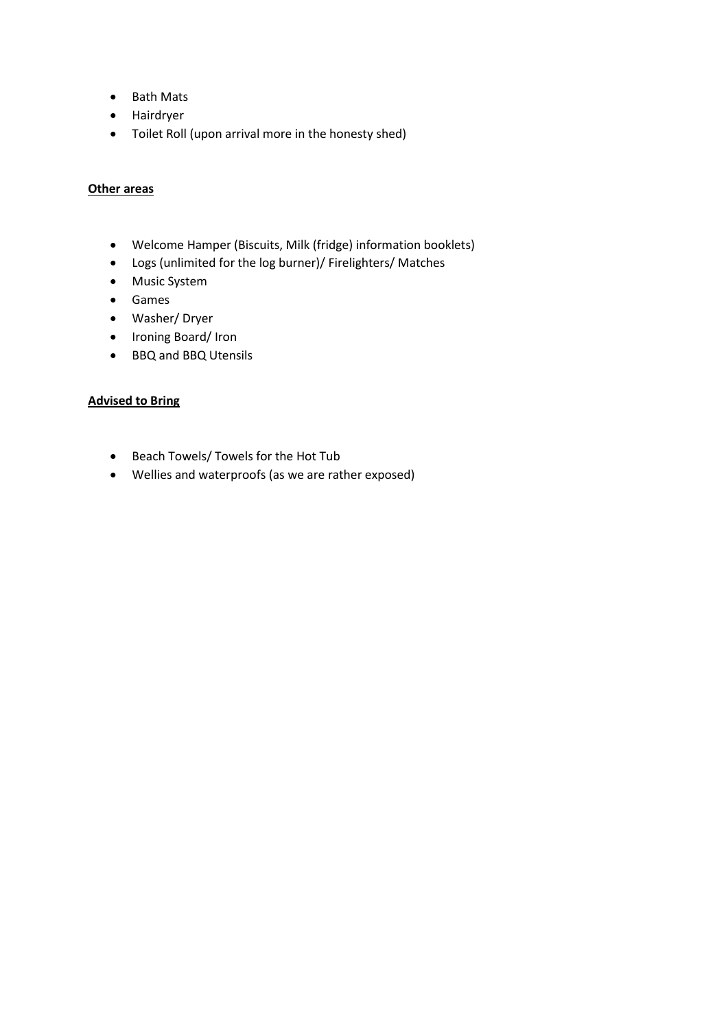- Bath Mats
- Hairdryer
- Toilet Roll (upon arrival more in the honesty shed)

**Other areas**

- Welcome Hamper (Biscuits, Milk (fridge) information booklets)
- Logs (unlimited for the log burner)/ Firelighters/ Matches
- Music System
- Games
- Washer/ Dryer
- Ironing Board/ Iron
- BBQ and BBQ Utensils

**Advised to Bring**

- Beach Towels/ Towels for the Hot Tub
- Wellies and waterproofs (as we are rather exposed)